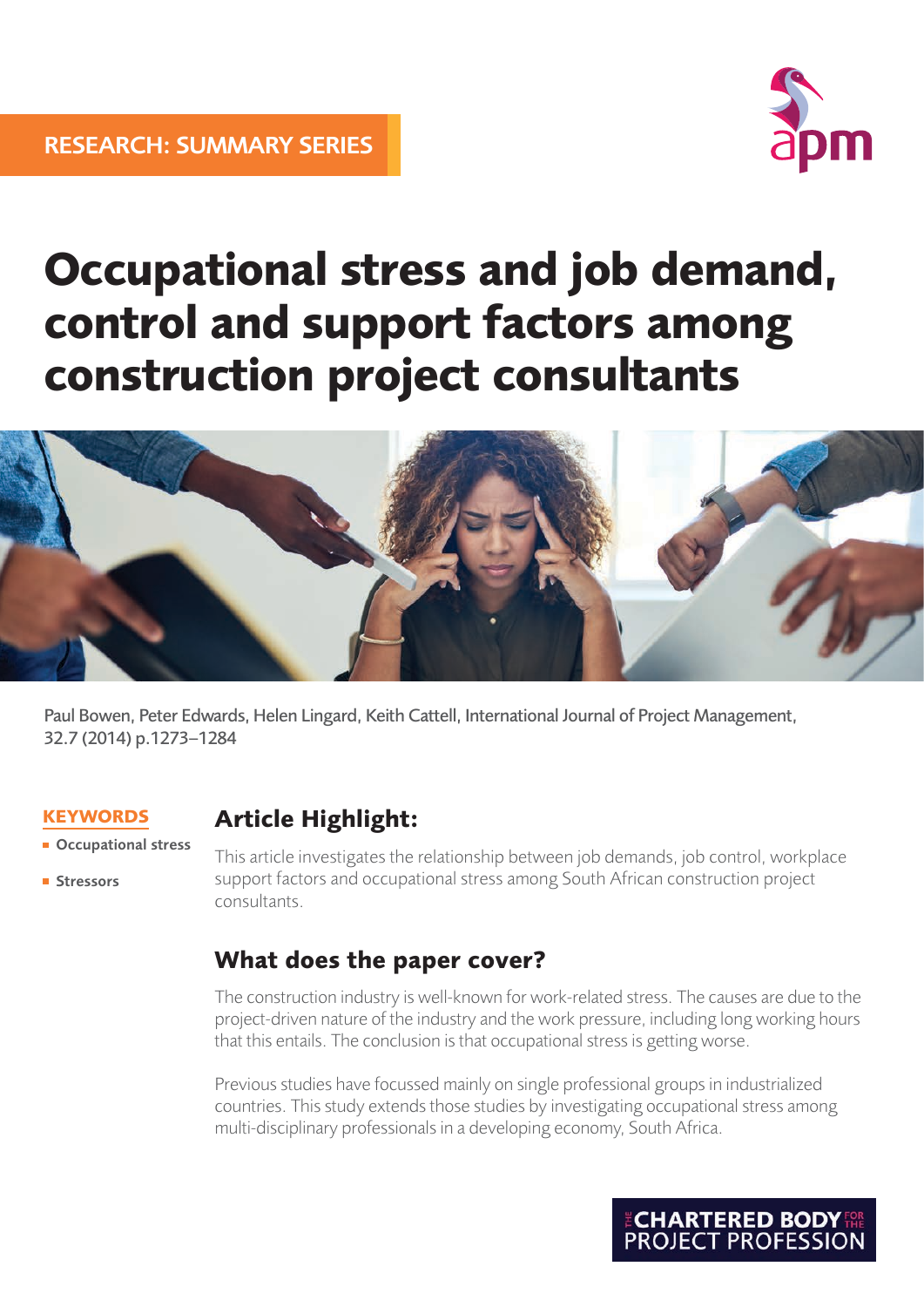RESEARCH: SUMMARY SERIES

# Occupational stress and job demand, control and support factors among construction project consultants

Paul Bowen, Peter Edwards, Helen Lingard, Keith Cattell, International Journal of Project Management, 32.7 (2014) p.1273–1284

**KEYWORDS**

- Occupational stress
- Stressors

## Article Highlight:

This article investigates the relationship between job demands, job control, workplace support factors and occupational stress among South African construction project consultants.

## What does the paper cover?

The construction industry is well-known for work-related stress. The causes are due to the project-driven nature of the industry and the work pressure, including long working hours that this entails. The conclusion is that occupational stress is getting worse.

Previous studies have focussed mainly on single professional groups in industrialized countries. This study extends those studies by investigating occupational stress among multi-disciplinary professionals in a developing economy, South Africa.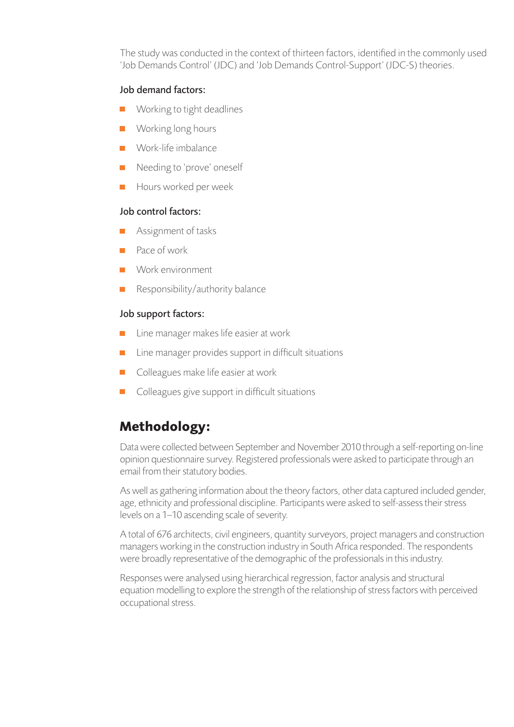The study was conducted in the context of thirteen factors, identified in the commonly used 'Job Demands Control' (JDC) and 'Job Demands Control-Support' (JDC-S) theories.

### Job demand factors:

- Working to tight deadlines
- Working long hours
- Work-life imbalance
- Needing to 'prove' oneself
- Hours worked per week

### Job control factors:

- Assignment of tasks
- Pace of work
- Work environment
- Responsibility/authority balance

### Job support factors:

- Line manager makes life easier at work
- Line manager provides support in difficult situations
- Colleagues make life easier at work
- Colleagues give support in difficult situations

## Methodology:

Data were collected between September and November 2010 through a self-reporting on-line opinion questionnaire survey. Registered professionals were asked to participate through an email from their statutory bodies.

As well as gathering information about the theory factors, other data captured included gender, age, ethnicity and professional discipline. Participants were asked to self-assess their stress levels on a 1–10 ascending scale of severity.

A total of 676 architects, civil engineers, quantity surveyors, project managers and construction managers working in the construction industry in South Africa responded. The respondents were broadly representative of the demographic of the professionals in this industry.

Responses were analysed using hierarchical regression, factor analysis and structural equation modelling to explore the strength of the relationship of stress factors with perceived occupational stress.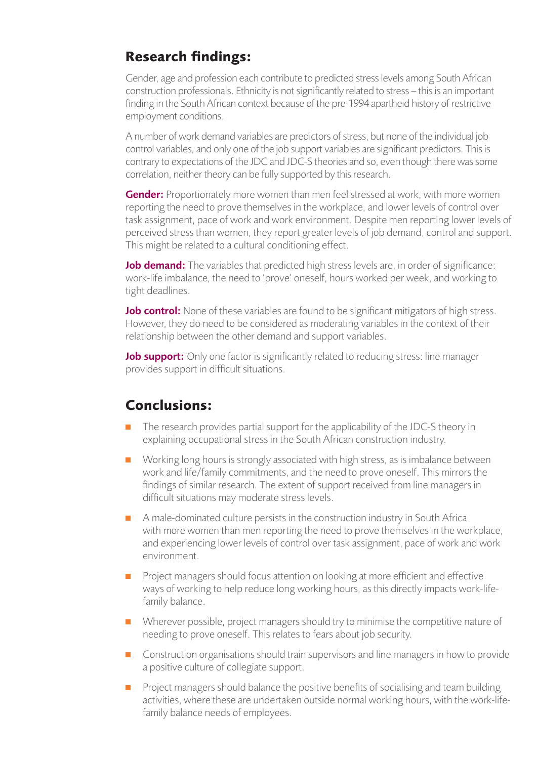## Research findings:

Gender, age and profession each contribute to predicted stress levels among South African construction professionals. Ethnicity is not significantly related to stress – this is an important finding in the South African context because of the pre-1994 apartheid history of restrictive employment conditions.

A number of work demand variables are predictors of stress, but none of the individual job control variables, and only one of the job support variables are significant predictors. This is contrary to expectations of the JDC and JDC-S theories and so, even though there was some correlation, neither theory can be fully supported by this research.

**Gender:** Proportionately more women than men feel stressed at work, with more women reporting the need to prove themselves in the workplace, and lower levels of control over task assignment, pace of work and work environment. Despite men reporting lower levels of perceived stress than women, they report greater levels of job demand, control and support. This might be related to a cultural conditioning effect.

**Job demand:** The variables that predicted high stress levels are, in order of significance: work-life imbalance, the need to 'prove' oneself, hours worked per week, and working to tight deadlines.

**Job control:** None of these variables are found to be significant mitigators of high stress. However, they do need to be considered as moderating variables in the context of their relationship between the other demand and support variables.

**Job support:** Only one factor is significantly related to reducing stress: line manager provides support in difficult situations.

## Conclusions:

- The research provides partial support for the applicability of the JDC-S theory in explaining occupational stress in the South African construction industry.
- Working long hours is strongly associated with high stress, as is imbalance between work and life/family commitments, and the need to prove oneself. This mirrors the findings of similar research. The extent of support received from line managers in difficult situations may moderate stress levels.
- A male-dominated culture persists in the construction industry in South Africa with more women than men reporting the need to prove themselves in the workplace, and experiencing lower levels of control over task assignment, pace of work and work environment.
- Project managers should focus attention on looking at more efficient and effective ways of working to help reduce long working hours, as this directly impacts work-life-family balance.
- Wherever possible, project managers should try to minimise the competitive nature of needing to prove oneself. This relates to fears about job security.
- Construction organisations should train supervisors and line managers in how to provide a positive culture of collegiate support.
- Project managers should balance the positive benefits of socialising and team building activities, where these are undertaken outside normal working hours, with the work-life-family balance needs of employees.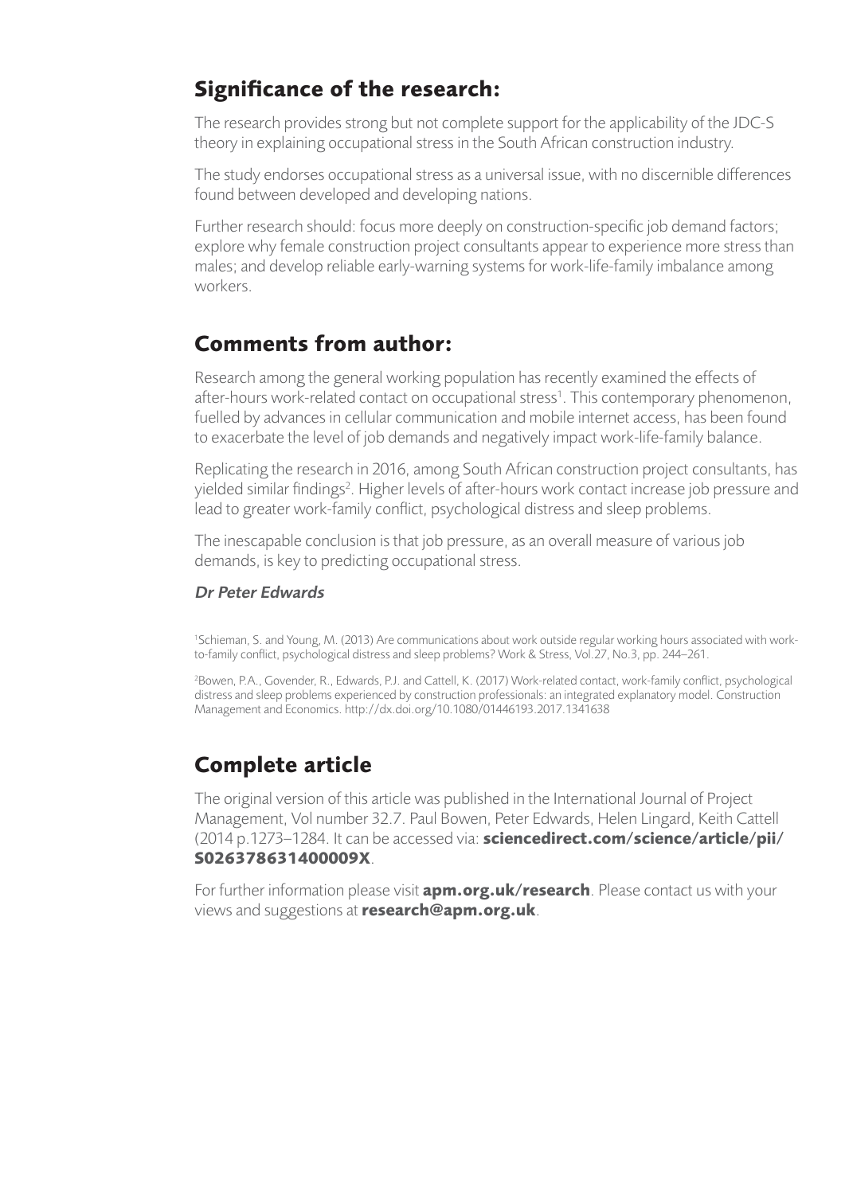## Significance of the research:

The research provides strong but not complete support for the applicability of the JDC-S theory in explaining occupational stress in the South African construction industry.

The study endorses occupational stress as a universal issue, with no discernible differences found between developed and developing nations.

Further research should: focus more deeply on construction-specific job demand factors; explore why female construction project consultants appear to experience more stress than males; and develop reliable early-warning systems for work-life-family imbalance among workers.

## Comments from author:

Research among the general working population has recently examined the effects of after-hours work-related contact on occupational stress[1]. This contemporary phenomenon, fuelled by advances in cellular communication and mobile internet access, has been found to exacerbate the level of job demands and negatively impact work-life-family balance.

Replicating the research in 2016, among South African construction project consultants, has yielded similar findings[2]. Higher levels of after-hours work contact increase job pressure and lead to greater work-family conflict, psychological distress and sleep problems.

The inescapable conclusion is that job pressure, as an overall measure of various job demands, is key to predicting occupational stress.

***Dr Peter Edwards***

[1]Schieman, S. and Young, M. (2013) Are communications about work outside regular working hours associated with work-to-family conflict, psychological distress and sleep problems? Work & Stress, Vol.27, No.3, pp. 244–261.

[2]Bowen, P.A., Govender, R., Edwards, P.J. and Cattell, K. (2017) Work-related contact, work-family conflict, psychological distress and sleep problems experienced by construction professionals: an integrated explanatory model. Construction Management and Economics. http://dx.doi.org/10.1080/01446193.2017.1341638

## Complete article

The original version of this article was published in the International Journal of Project Management, Vol number 32.7. Paul Bowen, Peter Edwards, Helen Lingard, Keith Cattell (2014 p.1273–1284. It can be accessed via: **sciencedirect.com/science/article/pii/S026378631400009X**.

For further information please visit **apm.org.uk/research**. Please contact us with your views and suggestions at **research@apm.org.uk**.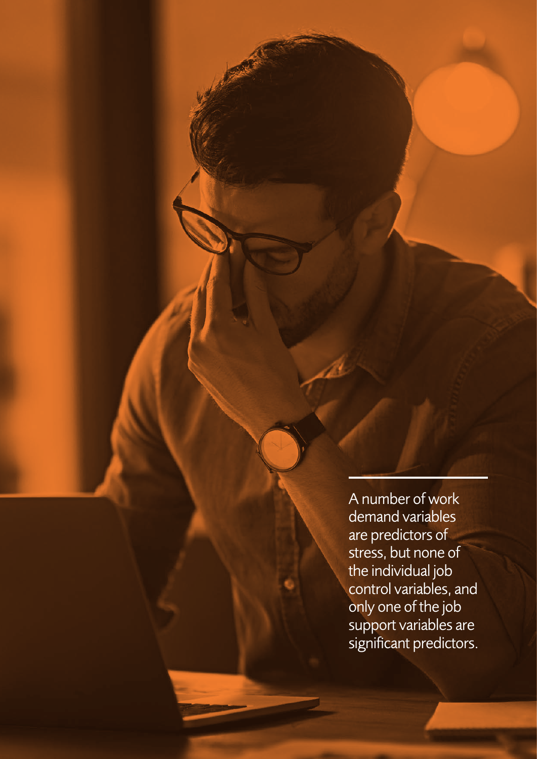A number of work demand variables are predictors of stress, but none of the individual job control variables, and only one of the job support variables are significant predictors.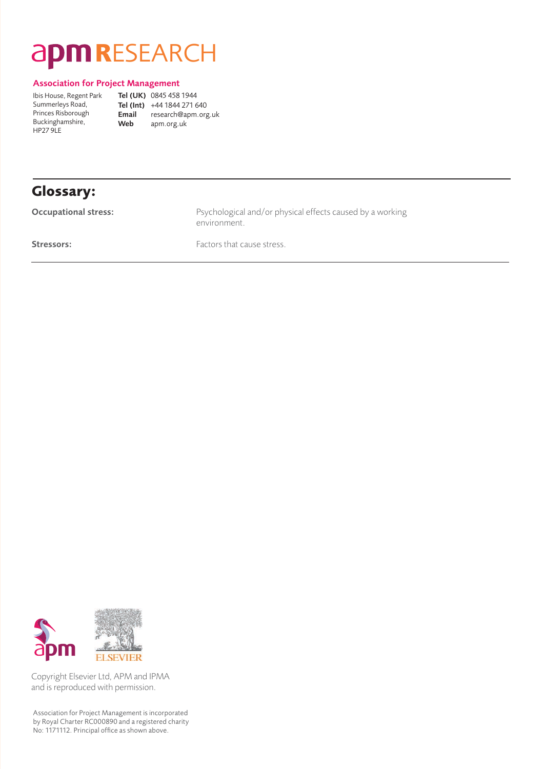# apm RESEARCH

**Association for Project Management**

Ibis House, Regent Park
Summerleys Road,
Princes Risborough
Buckinghamshire,
HP27 9LE

**Tel (UK)** 0845 458 1944
**Tel (Int)** +44 1844 271 640
**Email** research@apm.org.uk
**Web** apm.org.uk

## Glossary:

| | |
|---|---|
| **Occupational stress:** | Psychological and/or physical effects caused by a working environment. |
| **Stressors:** | Factors that cause stress. |

Copyright Elsevier Ltd, APM and IPMA and is reproduced with permission.

Association for Project Management is incorporated by Royal Charter RC000890 and a registered charity No: 1171112. Principal office as shown above.